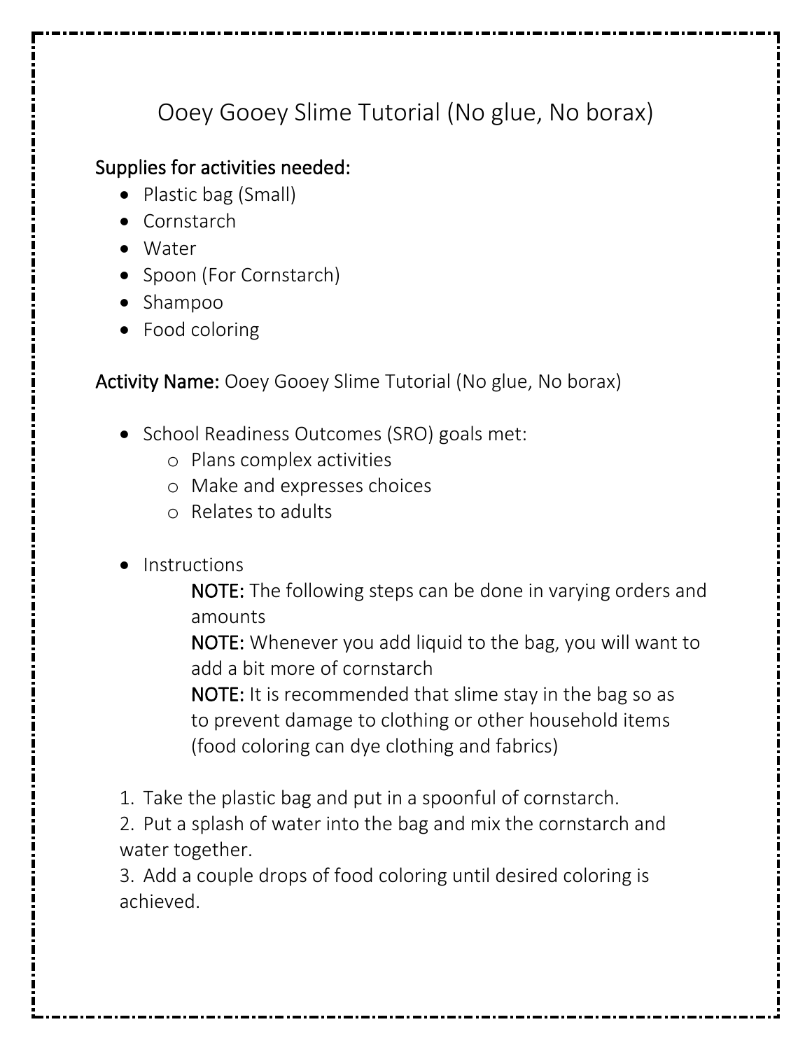# Ooey Gooey Slime Tutorial (No glue, No borax)

**Supplies for activities needed:**

- Plastic bag (Small)
- Cornstarch
- Water
- Spoon (For Cornstarch)
- Shampoo
- Food coloring

**Activity Name:** Ooey Gooey Slime Tutorial (No glue, No borax)

- School Readiness Outcomes (SRO) goals met:
  - Plans complex activities
  - Make and expresses choices
  - Relates to adults
- Instructions

  **NOTE:** The following steps can be done in varying orders and amounts

  **NOTE:** Whenever you add liquid to the bag, you will want to add a bit more of cornstarch

  **NOTE:** It is recommended that slime stay in the bag so as to prevent damage to clothing or other household items (food coloring can dye clothing and fabrics)

1. Take the plastic bag and put in a spoonful of cornstarch.
2. Put a splash of water into the bag and mix the cornstarch and water together.
3. Add a couple drops of food coloring until desired coloring is achieved.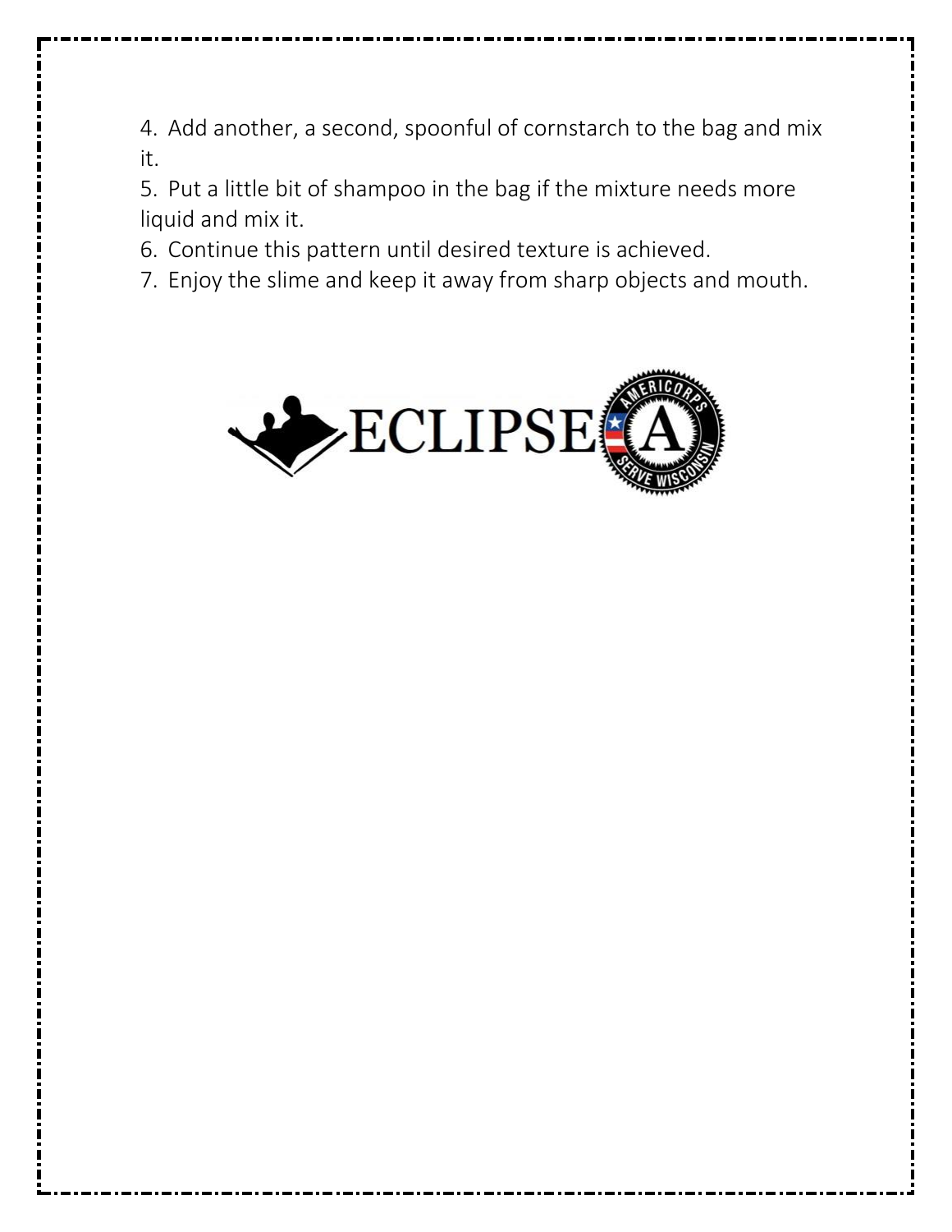4. Add another, a second, spoonful of cornstarch to the bag and mix it.
5. Put a little bit of shampoo in the bag if the mixture needs more liquid and mix it.
6. Continue this pattern until desired texture is achieved.
7. Enjoy the slime and keep it away from sharp objects and mouth.